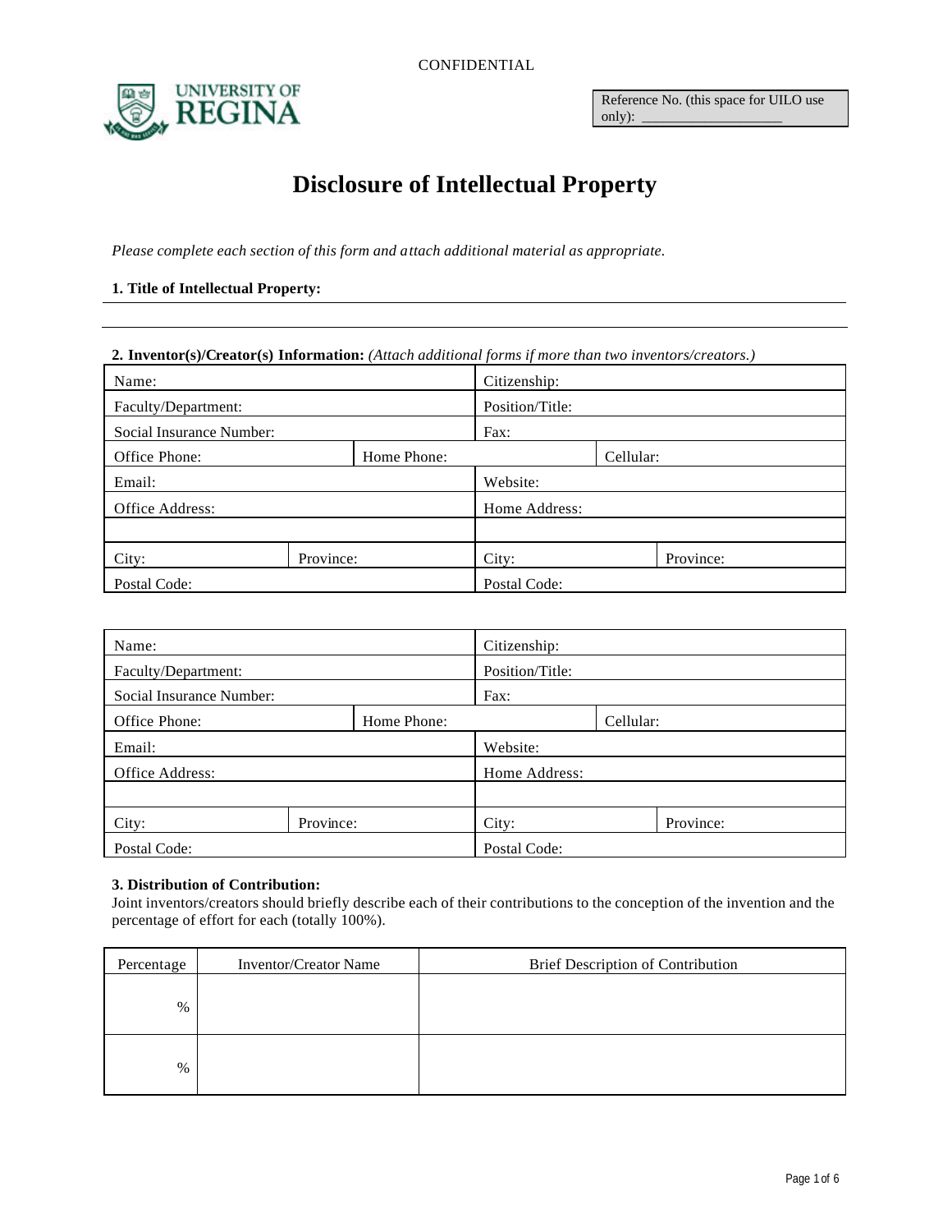CONFIDENTIAL

UNIVERSITY OF REGINA

Reference No. (this space for UILO use only): ____________________

# Disclosure of Intellectual Property

*Please complete each section of this form and attach additional material as appropriate.*

**1. Title of Intellectual Property:**

______________________________________________________________________

______________________________________________________________________

**2. Inventor(s)/Creator(s) Information:** *(Attach additional forms if more than two inventors/creators.)*

| Name: | | Citizenship: | |
|---|---|---|---|
| Faculty/Department: | | Position/Title: | |
| Social Insurance Number: | | Fax: | |
| Office Phone: | Home Phone: | | Cellular: |
| Email: | | Website: | |
| Office Address: | | Home Address: | |
| | | | |
| City: | Province: | City: | Province: |
| Postal Code: | | Postal Code: | |

| Name: | | Citizenship: | |
|---|---|---|---|
| Faculty/Department: | | Position/Title: | |
| Social Insurance Number: | | Fax: | |
| Office Phone: | Home Phone: | | Cellular: |
| Email: | | Website: | |
| Office Address: | | Home Address: | |
| | | | |
| City: | Province: | City: | Province: |
| Postal Code: | | Postal Code: | |

**3. Distribution of Contribution:**

Joint inventors/creators should briefly describe each of their contributions to the conception of the invention and the percentage of effort for each (totally 100%).

| Percentage | Inventor/Creator Name | Brief Description of Contribution |
|---|---|---|
| % | | |
| % | | |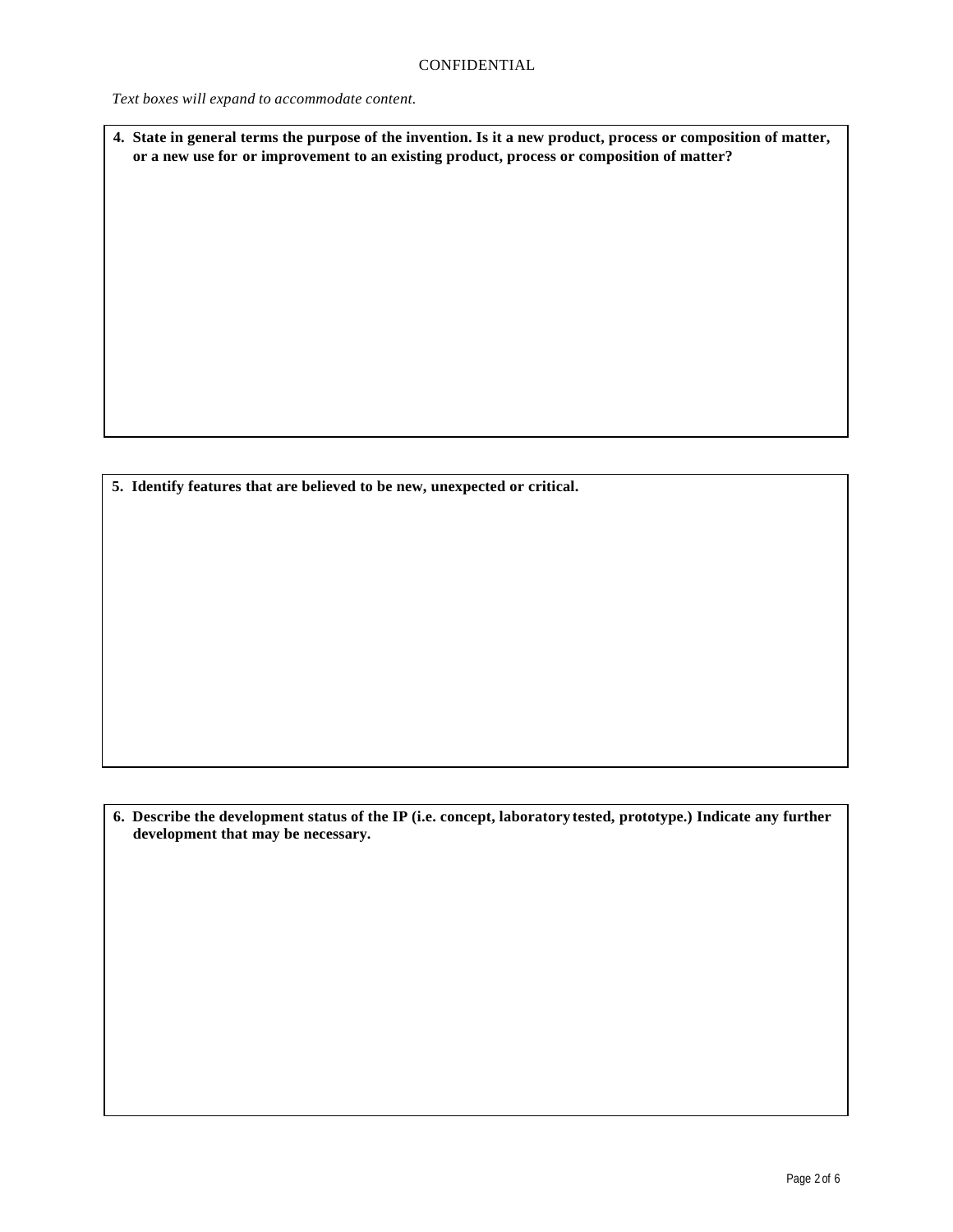CONFIDENTIAL

*Text boxes will expand to accommodate content.*

**4. State in general terms the purpose of the invention. Is it a new product, process or composition of matter, or a new use for or improvement to an existing product, process or composition of matter?**

**5. Identify features that are believed to be new, unexpected or critical.**

**6. Describe the development status of the IP (i.e. concept, laboratory tested, prototype.) Indicate any further development that may be necessary.**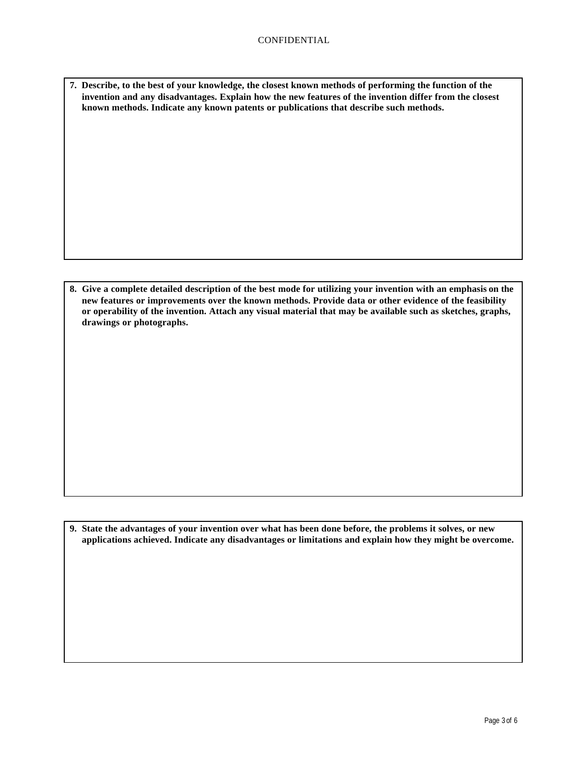CONFIDENTIAL

**7. Describe, to the best of your knowledge, the closest known methods of performing the function of the invention and any disadvantages. Explain how the new features of the invention differ from the closest known methods. Indicate any known patents or publications that describe such methods.**

**8. Give a complete detailed description of the best mode for utilizing your invention with an emphasis on the new features or improvements over the known methods. Provide data or other evidence of the feasibility or operability of the invention. Attach any visual material that may be available such as sketches, graphs, drawings or photographs.**

**9. State the advantages of your invention over what has been done before, the problems it solves, or new applications achieved. Indicate any disadvantages or limitations and explain how they might be overcome.**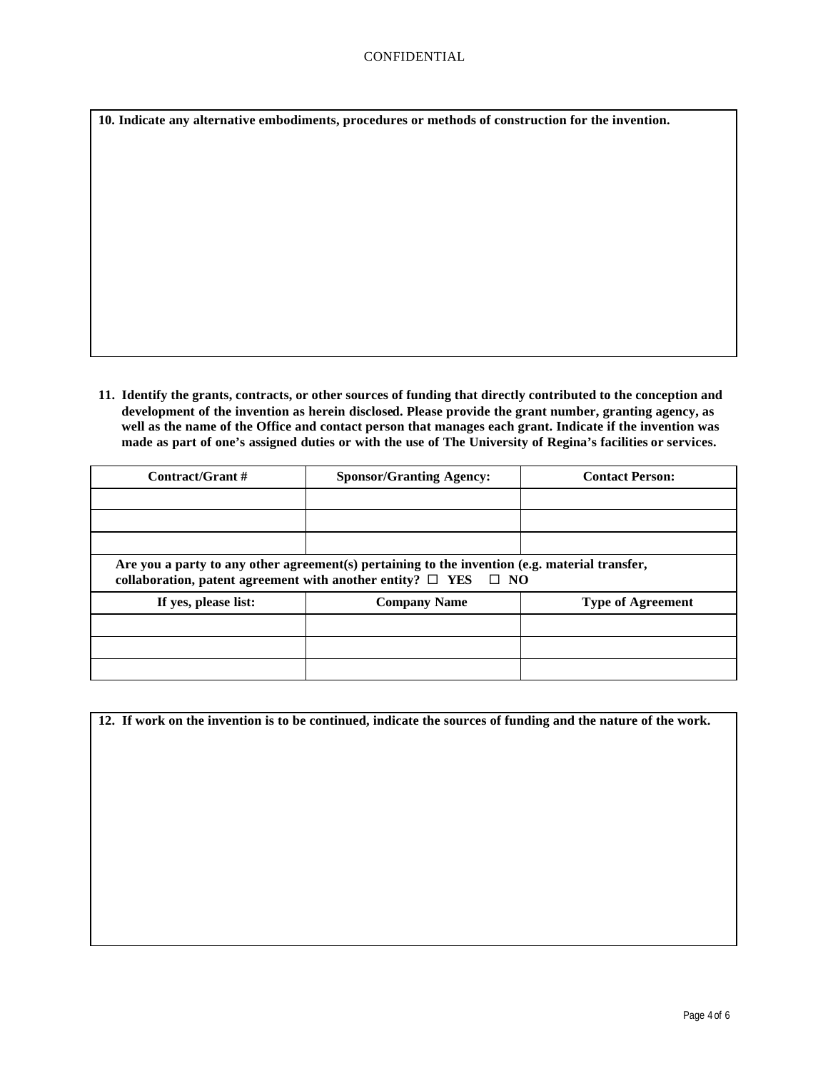**10. Indicate any alternative embodiments, procedures or methods of construction for the invention.**

**11. Identify the grants, contracts, or other sources of funding that directly contributed to the conception and development of the invention as herein disclosed. Please provide the grant number, granting agency, as well as the name of the Office and contact person that manages each grant. Indicate if the invention was made as part of one's assigned duties or with the use of The University of Regina's facilities or services.**

| Contract/Grant # | Sponsor/Granting Agency: | Contact Person: |
|---|---|---|
| | | |
| | | |
| | | |
| **Are you a party to any other agreement(s) pertaining to the invention (e.g. material transfer, collaboration, patent agreement with another entity? ☐ YES ☐ NO** | | |
| **If yes, please list:** | **Company Name** | **Type of Agreement** |
| | | |
| | | |
| | | |

**12. If work on the invention is to be continued, indicate the sources of funding and the nature of the work.**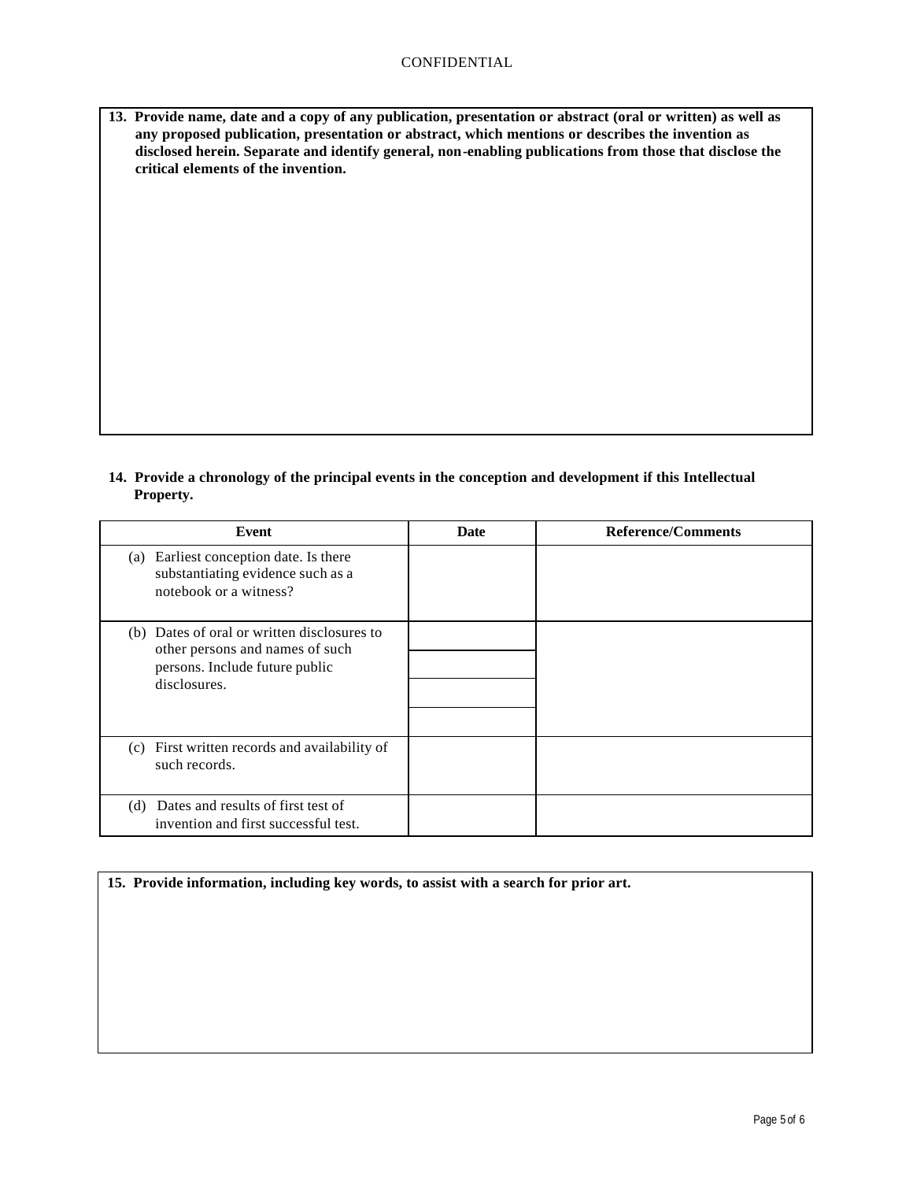**13. Provide name, date and a copy of any publication, presentation or abstract (oral or written) as well as any proposed publication, presentation or abstract, which mentions or describes the invention as disclosed herein. Separate and identify general, non-enabling publications from those that disclose the critical elements of the invention.**

**14. Provide a chronology of the principal events in the conception and development if this Intellectual Property.**

| Event | Date | Reference/Comments |
| --- | --- | --- |
| (a) Earliest conception date. Is there substantiating evidence such as a notebook or a witness? | | |
| (b) Dates of oral or written disclosures to other persons and names of such persons. Include future public disclosures. | | |
| | | |
| | | |
| | | |
| (c) First written records and availability of such records. | | |
| (d) Dates and results of first test of invention and first successful test. | | |

**15. Provide information, including key words, to assist with a search for prior art.**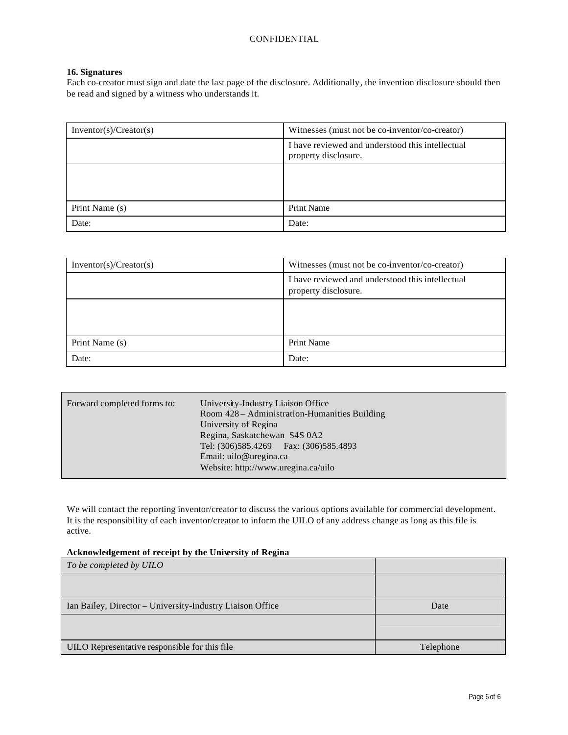CONFIDENTIAL

### 16. Signatures

Each co-creator must sign and date the last page of the disclosure. Additionally, the invention disclosure should then be read and signed by a witness who understands it.

| Inventor(s)/Creator(s) | Witnesses (must not be co-inventor/co-creator) |
| --- | --- |
| | I have reviewed and understood this intellectual property disclosure. |
| | |
| Print Name (s) | Print Name |
| Date: | Date: |

| Inventor(s)/Creator(s) | Witnesses (must not be co-inventor/co-creator) |
| --- | --- |
| | I have reviewed and understood this intellectual property disclosure. |
| | |
| Print Name (s) | Print Name |
| Date: | Date: |

| | |
| --- | --- |
| Forward completed forms to: | University-Industry Liaison Office<br>Room 428 – Administration-Humanities Building<br>University of Regina<br>Regina, Saskatchewan S4S 0A2<br>Tel: (306)585.4269 Fax: (306)585.4893<br>Email: uilo@uregina.ca<br>Website: http://www.uregina.ca/uilo |

We will contact the reporting inventor/creator to discuss the various options available for commercial development. It is the responsibility of each inventor/creator to inform the UILO of any address change as long as this file is active.

**Acknowledgement of receipt by the University of Regina**

| *To be completed by UILO* | |
| --- | --- |
| | |
| Ian Bailey, Director – University-Industry Liaison Office | Date |
| | |
| UILO Representative responsible for this file | Telephone |